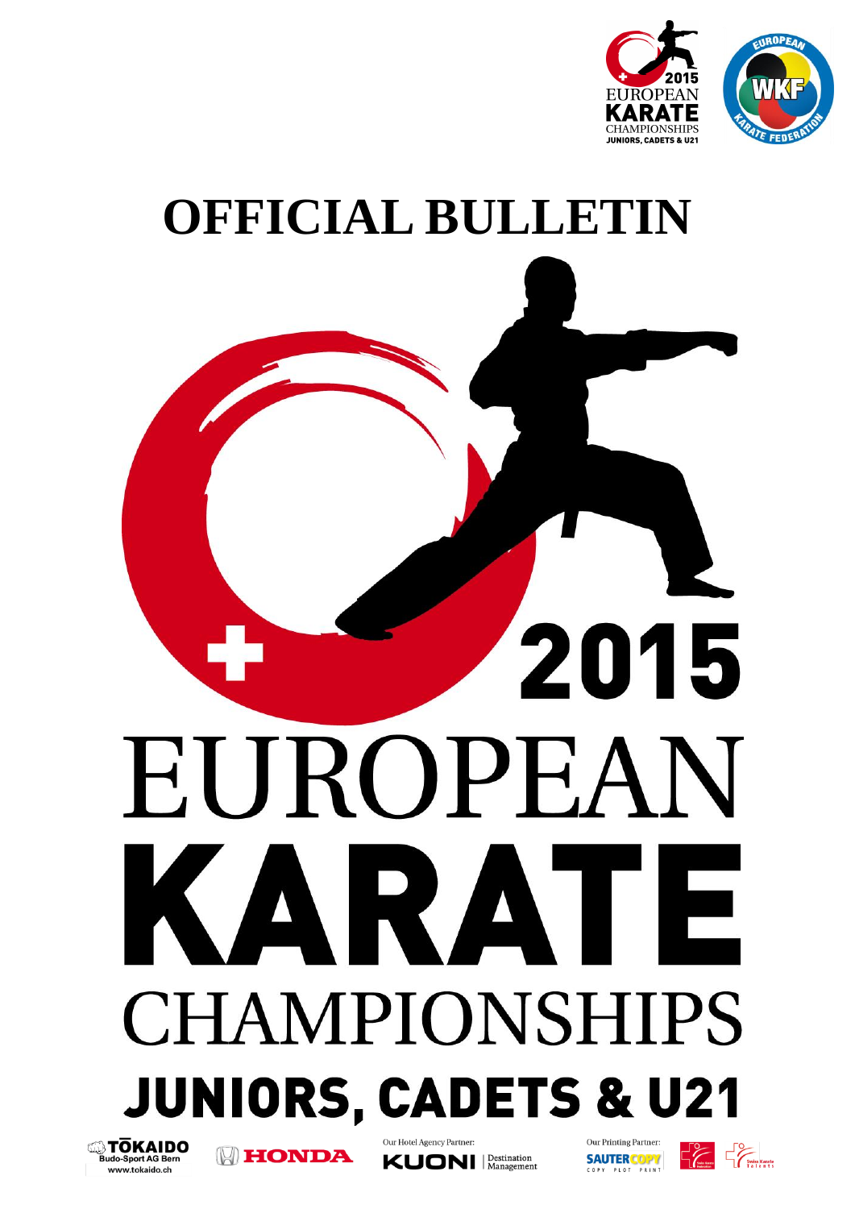# OFFICIAL BULLETIN

# 2015 EUROPEAN KARATE CHAMPIONSHIPS

## JUNIORS, CADETS & U21

TŌKAIDO Budo-Sport AG Bern www.tokaido.ch

HONDA

Our Hotel Agency Partner: KUONI Destination Management

Our Printing Partner: SAUTER COPY COPY PLOT PRINT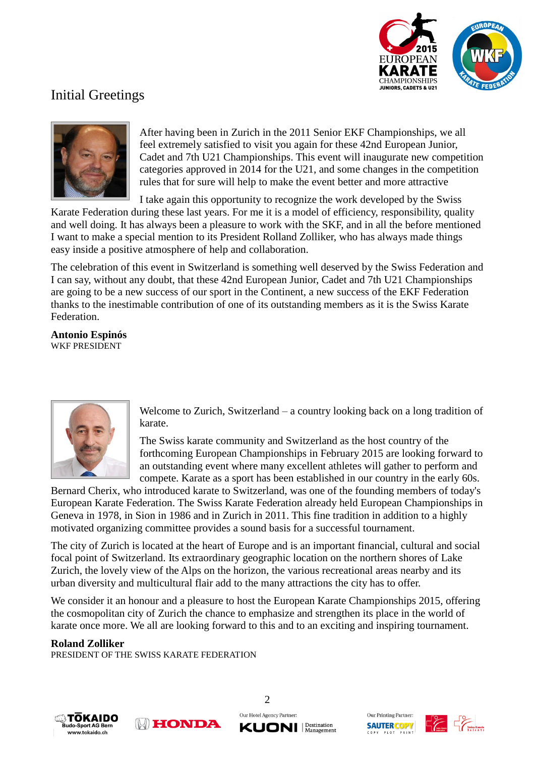# Initial Greetings

After having been in Zurich in the 2011 Senior EKF Championships, we all feel extremely satisfied to visit you again for these 42nd European Junior, Cadet and 7th U21 Championships. This event will inaugurate new competition categories approved in 2014 for the U21, and some changes in the competition rules that for sure will help to make the event better and more attractive

I take again this opportunity to recognize the work developed by the Swiss Karate Federation during these last years. For me it is a model of efficiency, responsibility, quality and well doing. It has always been a pleasure to work with the SKF, and in all the before mentioned I want to make a special mention to its President Rolland Zolliker, who has always made things easy inside a positive atmosphere of help and collaboration.

The celebration of this event in Switzerland is something well deserved by the Swiss Federation and I can say, without any doubt, that these 42nd European Junior, Cadet and 7th U21 Championships are going to be a new success of our sport in the Continent, a new success of the EKF Federation thanks to the inestimable contribution of one of its outstanding members as it is the Swiss Karate Federation.

**Antonio Espinós**
WKF PRESIDENT

Welcome to Zurich, Switzerland – a country looking back on a long tradition of karate.

The Swiss karate community and Switzerland as the host country of the forthcoming European Championships in February 2015 are looking forward to an outstanding event where many excellent athletes will gather to perform and compete. Karate as a sport has been established in our country in the early 60s. Bernard Cherix, who introduced karate to Switzerland, was one of the founding members of today's European Karate Federation. The Swiss Karate Federation already held European Championships in Geneva in 1978, in Sion in 1986 and in Zurich in 2011. This fine tradition in addition to a highly motivated organizing committee provides a sound basis for a successful tournament.

The city of Zurich is located at the heart of Europe and is an important financial, cultural and social focal point of Switzerland. Its extraordinary geographic location on the northern shores of Lake Zurich, the lovely view of the Alps on the horizon, the various recreational areas nearby and its urban diversity and multicultural flair add to the many attractions the city has to offer.

We consider it an honour and a pleasure to host the European Karate Championships 2015, offering the cosmopolitan city of Zurich the chance to emphasize and strengthen its place in the world of karate once more. We all are looking forward to this and to an exciting and inspiring tournament.

**Roland Zolliker**
PRESIDENT OF THE SWISS KARATE FEDERATION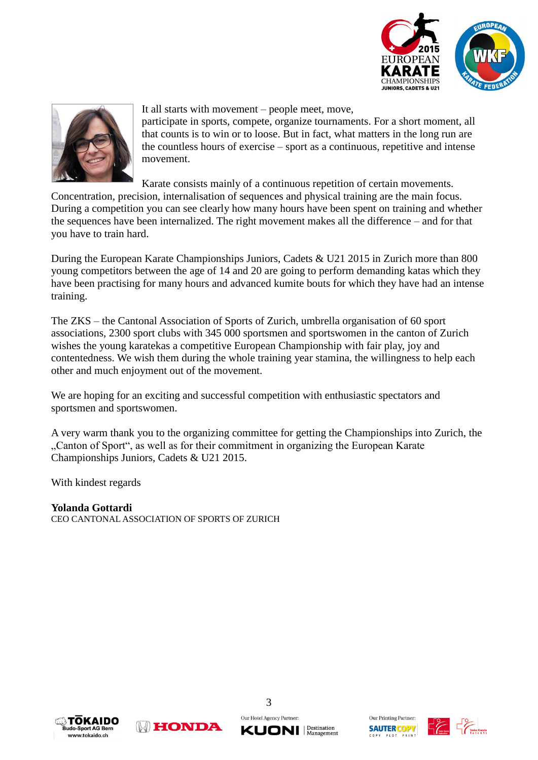It all starts with movement – people meet, move, participate in sports, compete, organize tournaments. For a short moment, all that counts is to win or to loose. But in fact, what matters in the long run are the countless hours of exercise – sport as a continuous, repetitive and intense movement.

Karate consists mainly of a continuous repetition of certain movements. Concentration, precision, internalisation of sequences and physical training are the main focus. During a competition you can see clearly how many hours have been spent on training and whether the sequences have been internalized. The right movement makes all the difference – and for that you have to train hard.

During the European Karate Championships Juniors, Cadets & U21 2015 in Zurich more than 800 young competitors between the age of 14 and 20 are going to perform demanding katas which they have been practising for many hours and advanced kumite bouts for which they have had an intense training.

The ZKS – the Cantonal Association of Sports of Zurich, umbrella organisation of 60 sport associations, 2300 sport clubs with 345 000 sportsmen and sportswomen in the canton of Zurich wishes the young karatekas a competitive European Championship with fair play, joy and contentedness. We wish them during the whole training year stamina, the willingness to help each other and much enjoyment out of the movement.

We are hoping for an exciting and successful competition with enthusiastic spectators and sportsmen and sportswomen.

A very warm thank you to the organizing committee for getting the Championships into Zurich, the „Canton of Sport", as well as for their commitment in organizing the European Karate Championships Juniors, Cadets & U21 2015.

With kindest regards

**Yolanda Gottardi**
CEO CANTONAL ASSOCIATION OF SPORTS OF ZURICH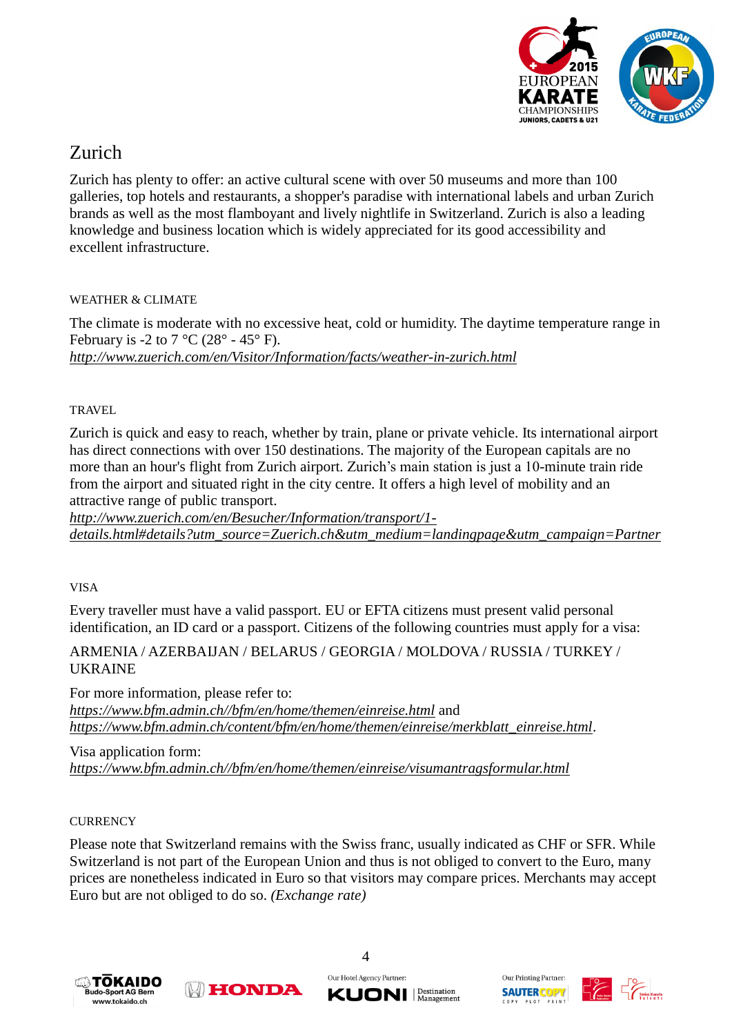# Zurich

Zurich has plenty to offer: an active cultural scene with over 50 museums and more than 100 galleries, top hotels and restaurants, a shopper's paradise with international labels and urban Zurich brands as well as the most flamboyant and lively nightlife in Switzerland. Zurich is also a leading knowledge and business location which is widely appreciated for its good accessibility and excellent infrastructure.

## WEATHER & CLIMATE

The climate is moderate with no excessive heat, cold or humidity. The daytime temperature range in February is -2 to 7 °C (28° - 45° F).
*http://www.zuerich.com/en/Visitor/Information/facts/weather-in-zurich.html*

## TRAVEL

Zurich is quick and easy to reach, whether by train, plane or private vehicle. Its international airport has direct connections with over 150 destinations. The majority of the European capitals are no more than an hour's flight from Zurich airport. Zurich's main station is just a 10-minute train ride from the airport and situated right in the city centre. It offers a high level of mobility and an attractive range of public transport.
*http://www.zuerich.com/en/Besucher/Information/transport/1-details.html#details?utm_source=Zuerich.ch&utm_medium=landingpage&utm_campaign=Partner*

## VISA

Every traveller must have a valid passport. EU or EFTA citizens must present valid personal identification, an ID card or a passport. Citizens of the following countries must apply for a visa:

ARMENIA / AZERBAIJAN / BELARUS / GEORGIA / MOLDOVA / RUSSIA / TURKEY / UKRAINE

For more information, please refer to:
*https://www.bfm.admin.ch//bfm/en/home/themen/einreise.html* and
*https://www.bfm.admin.ch/content/bfm/en/home/themen/einreise/merkblatt_einreise.html*.

Visa application form:
*https://www.bfm.admin.ch//bfm/en/home/themen/einreise/visumantragsformular.html*

## CURRENCY

Please note that Switzerland remains with the Swiss franc, usually indicated as CHF or SFR. While Switzerland is not part of the European Union and thus is not obliged to convert to the Euro, many prices are nonetheless indicated in Euro so that visitors may compare prices. Merchants may accept Euro but are not obliged to do so. *(Exchange rate)*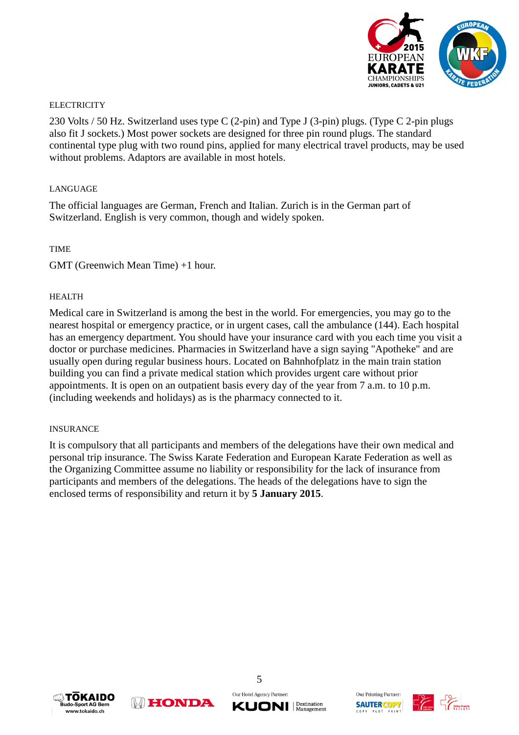## ELECTRICITY

230 Volts / 50 Hz. Switzerland uses type C (2-pin) and Type J (3-pin) plugs. (Type C 2-pin plugs also fit J sockets.) Most power sockets are designed for three pin round plugs. The standard continental type plug with two round pins, applied for many electrical travel products, may be used without problems. Adaptors are available in most hotels.

## LANGUAGE

The official languages are German, French and Italian. Zurich is in the German part of Switzerland. English is very common, though and widely spoken.

## TIME

GMT (Greenwich Mean Time) +1 hour.

## HEALTH

Medical care in Switzerland is among the best in the world. For emergencies, you may go to the nearest hospital or emergency practice, or in urgent cases, call the ambulance (144). Each hospital has an emergency department. You should have your insurance card with you each time you visit a doctor or purchase medicines. Pharmacies in Switzerland have a sign saying "Apotheke" and are usually open during regular business hours. Located on Bahnhofplatz in the main train station building you can find a private medical station which provides urgent care without prior appointments. It is open on an outpatient basis every day of the year from 7 a.m. to 10 p.m. (including weekends and holidays) as is the pharmacy connected to it.

## INSURANCE

It is compulsory that all participants and members of the delegations have their own medical and personal trip insurance. The Swiss Karate Federation and European Karate Federation as well as the Organizing Committee assume no liability or responsibility for the lack of insurance from participants and members of the delegations. The heads of the delegations have to sign the enclosed terms of responsibility and return it by **5 January 2015**.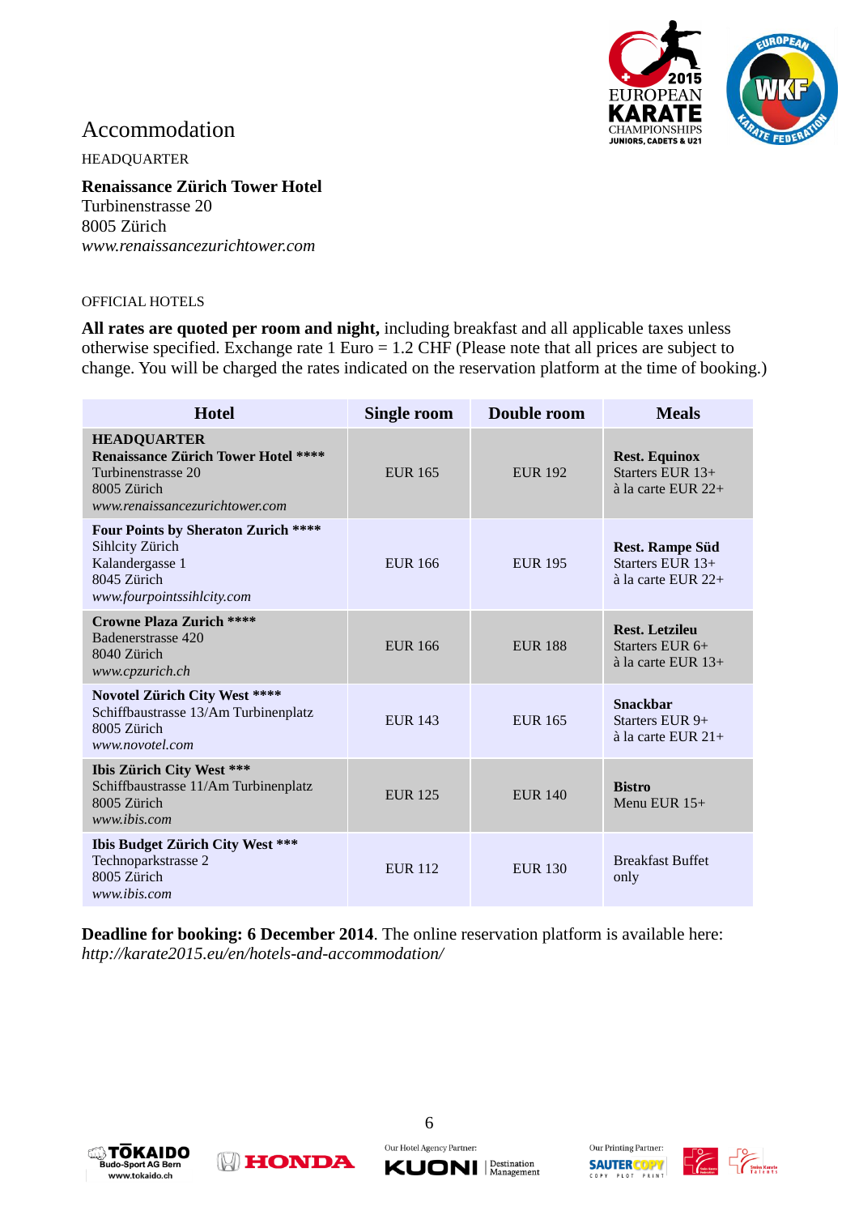# Accommodation

HEADQUARTER

**Renaissance Zürich Tower Hotel**
Turbinenstrasse 20
8005 Zürich
*www.renaissancezurichtower.com*

OFFICIAL HOTELS

**All rates are quoted per room and night,** including breakfast and all applicable taxes unless otherwise specified. Exchange rate 1 Euro = 1.2 CHF (Please note that all prices are subject to change. You will be charged the rates indicated on the reservation platform at the time of booking.)

| Hotel | Single room | Double room | Meals |
|---|---|---|---|
| **HEADQUARTER** **Renaissance Zürich Tower Hotel \*\*\*\*** Turbinenstrasse 20 8005 Zürich *www.renaissancezurichtower.com* | EUR 165 | EUR 192 | **Rest. Equinox** Starters EUR 13+ à la carte EUR 22+ |
| **Four Points by Sheraton Zurich \*\*\*\*** Sihlcity Zürich Kalandergasse 1 8045 Zürich *www.fourpointssihlcity.com* | EUR 166 | EUR 195 | **Rest. Rampe Süd** Starters EUR 13+ à la carte EUR 22+ |
| **Crowne Plaza Zurich \*\*\*\*** Badenerstrasse 420 8040 Zürich *www.cpzurich.ch* | EUR 166 | EUR 188 | **Rest. Letzileu** Starters EUR 6+ à la carte EUR 13+ |
| **Novotel Zürich City West \*\*\*\*** Schiffbaustrasse 13/Am Turbinenplatz 8005 Zürich *www.novotel.com* | EUR 143 | EUR 165 | **Snackbar** Starters EUR 9+ à la carte EUR 21+ |
| **Ibis Zürich City West \*\*\*** Schiffbaustrasse 11/Am Turbinenplatz 8005 Zürich *www.ibis.com* | EUR 125 | EUR 140 | **Bistro** Menu EUR 15+ |
| **Ibis Budget Zürich City West \*\*\*** Technoparkstrasse 2 8005 Zürich *www.ibis.com* | EUR 112 | EUR 130 | Breakfast Buffet only |

**Deadline for booking: 6 December 2014**. The online reservation platform is available here: *http://karate2015.eu/en/hotels-and-accommodation/*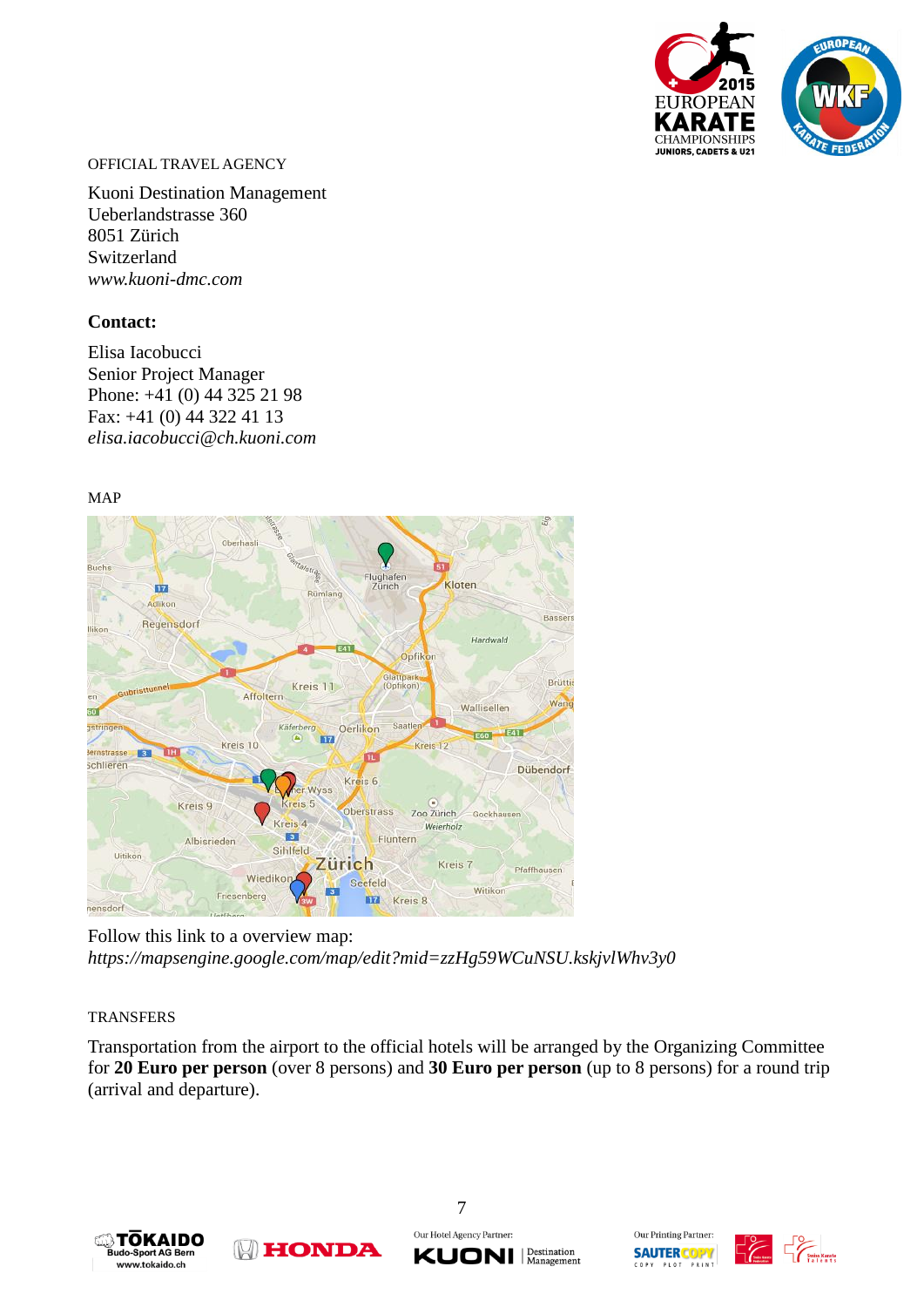OFFICIAL TRAVEL AGENCY

Kuoni Destination Management
Ueberlandstrasse 360
8051 Zürich
Switzerland
*www.kuoni-dmc.com*

**Contact:**

Elisa Iacobucci
Senior Project Manager
Phone: +41 (0) 44 325 21 98
Fax: +41 (0) 44 322 41 13
*elisa.iacobucci@ch.kuoni.com*

MAP

Follow this link to a overview map:
*https://mapsengine.google.com/map/edit?mid=zzHg59WCuNSU.kskjvlWhv3y0*

TRANSFERS

Transportation from the airport to the official hotels will be arranged by the Organizing Committee for **20 Euro per person** (over 8 persons) and **30 Euro per person** (up to 8 persons) for a round trip (arrival and departure).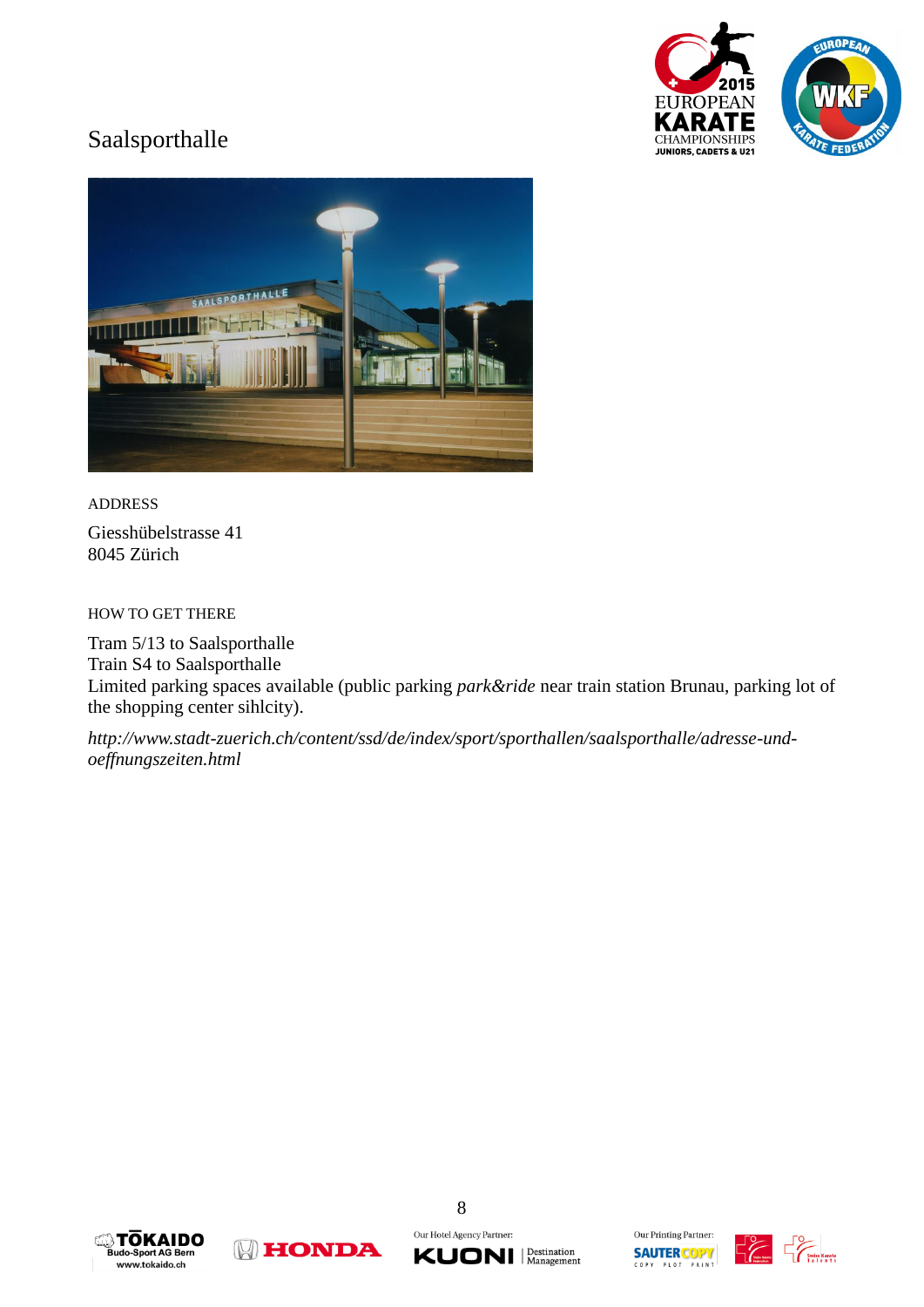# Saalsporthalle

ADDRESS

Giesshübelstrasse 41
8045 Zürich

HOW TO GET THERE

Tram 5/13 to Saalsporthalle
Train S4 to Saalsporthalle
Limited parking spaces available (public parking *park&ride* near train station Brunau, parking lot of the shopping center sihlcity).

*http://www.stadt-zuerich.ch/content/ssd/de/index/sport/sporthallen/saalsporthalle/adresse-und-oeffnungszeiten.html*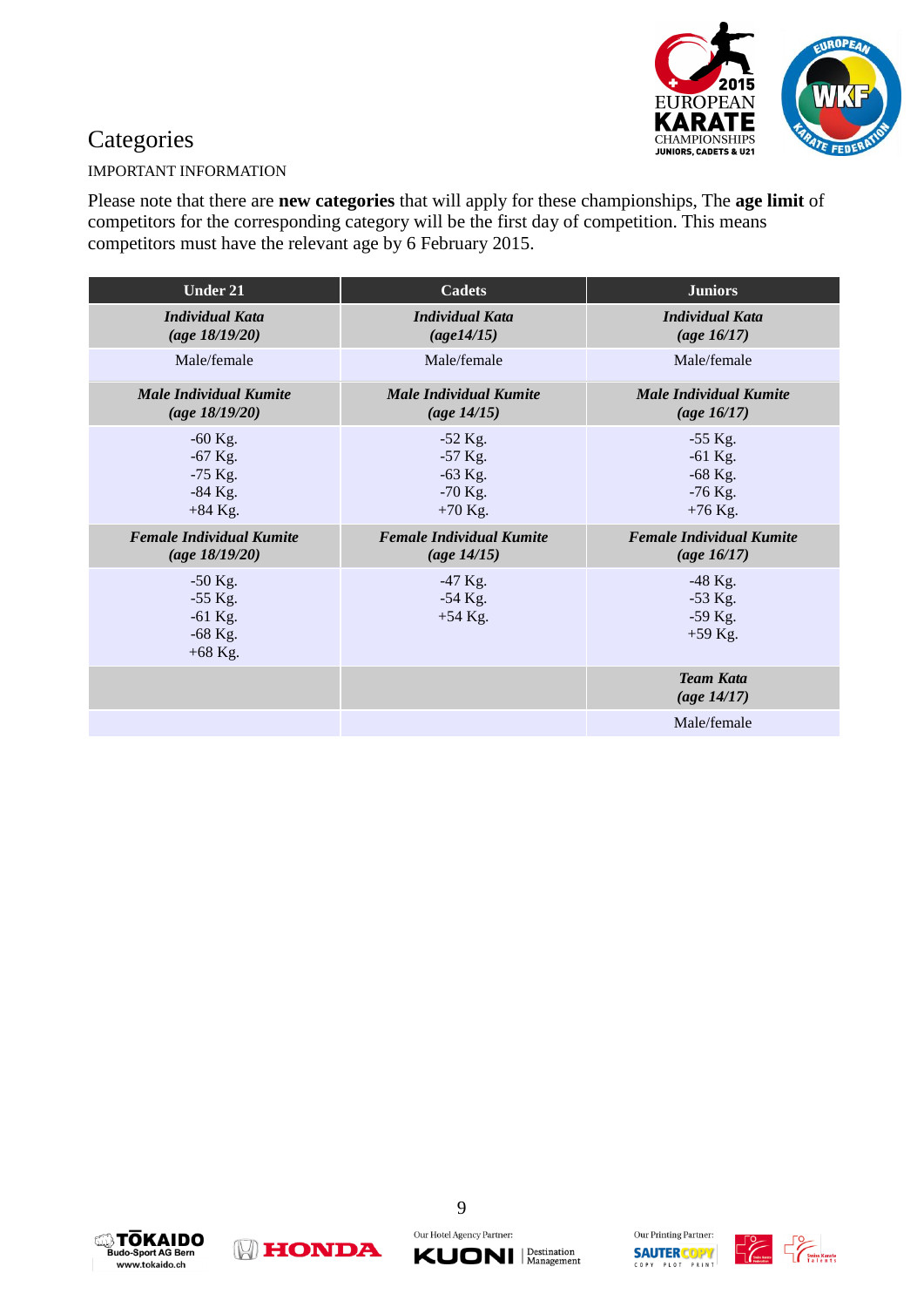# Categories

IMPORTANT INFORMATION

Please note that there are **new categories** that will apply for these championships, The **age limit** of competitors for the corresponding category will be the first day of competition. This means competitors must have the relevant age by 6 February 2015.

| Under 21 | Cadets | Juniors |
|---|---|---|
| ***Individual Kata (age 18/19/20)*** | ***Individual Kata (age14/15)*** | ***Individual Kata (age 16/17)*** |
| Male/female | Male/female | Male/female |
| ***Male Individual Kumite (age 18/19/20)*** | ***Male Individual Kumite (age 14/15)*** | ***Male Individual Kumite (age 16/17)*** |
| -60 Kg.<br>-67 Kg.<br>-75 Kg.<br>-84 Kg.<br>+84 Kg. | -52 Kg.<br>-57 Kg.<br>-63 Kg.<br>-70 Kg.<br>+70 Kg. | -55 Kg.<br>-61 Kg.<br>-68 Kg.<br>-76 Kg.<br>+76 Kg. |
| ***Female Individual Kumite (age 18/19/20)*** | ***Female Individual Kumite (age 14/15)*** | ***Female Individual Kumite (age 16/17)*** |
| -50 Kg.<br>-55 Kg.<br>-61 Kg.<br>-68 Kg.<br>+68 Kg. | -47 Kg.<br>-54 Kg.<br>+54 Kg. | -48 Kg.<br>-53 Kg.<br>-59 Kg.<br>+59 Kg. |
| | | ***Team Kata (age 14/17)*** |
| | | Male/female |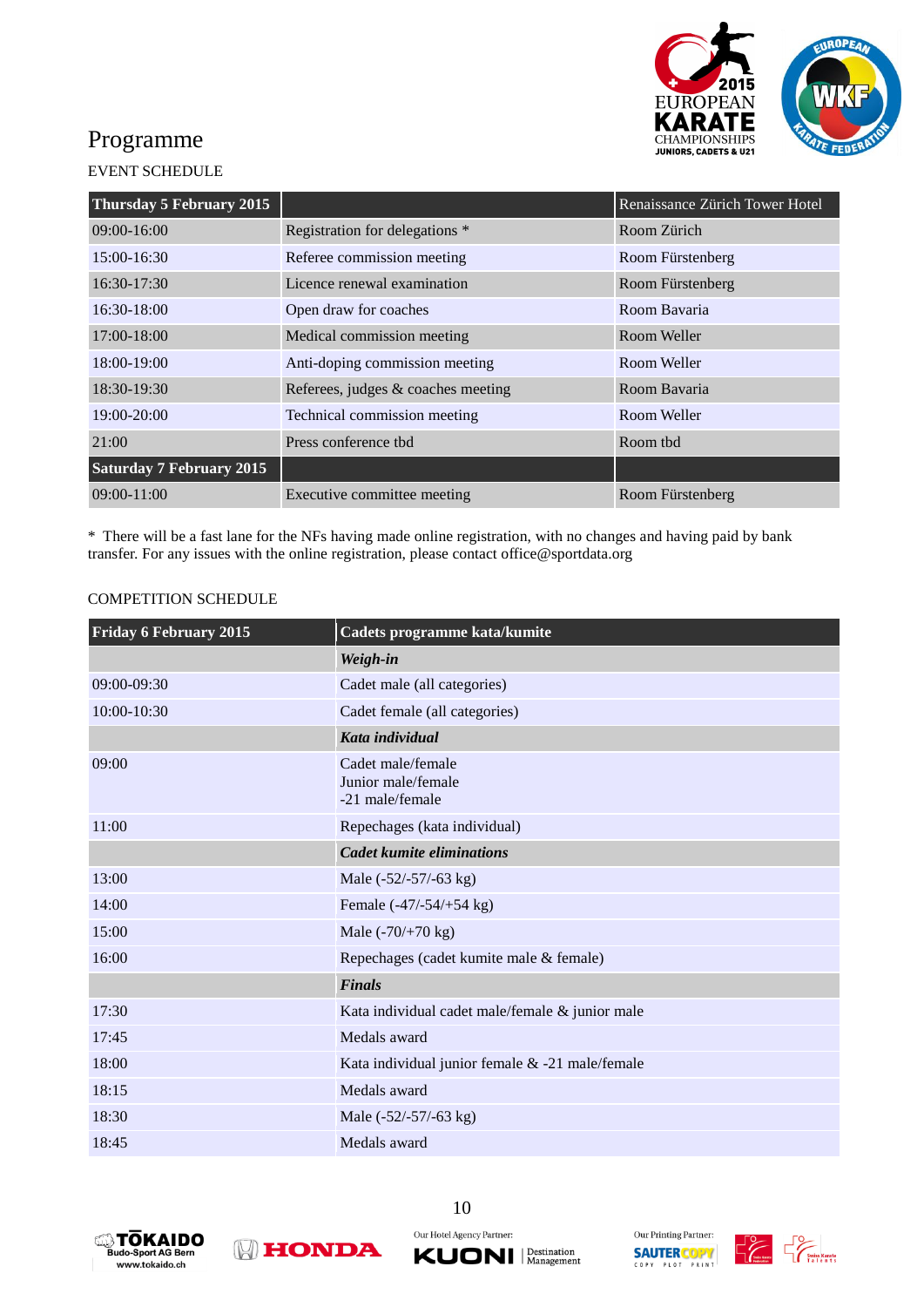# Programme

EVENT SCHEDULE

| Thursday 5 February 2015 | | Renaissance Zürich Tower Hotel |
|---|---|---|
| 09:00-16:00 | Registration for delegations * | Room Zürich |
| 15:00-16:30 | Referee commission meeting | Room Fürstenberg |
| 16:30-17:30 | Licence renewal examination | Room Fürstenberg |
| 16:30-18:00 | Open draw for coaches | Room Bavaria |
| 17:00-18:00 | Medical commission meeting | Room Weller |
| 18:00-19:00 | Anti-doping commission meeting | Room Weller |
| 18:30-19:30 | Referees, judges & coaches meeting | Room Bavaria |
| 19:00-20:00 | Technical commission meeting | Room Weller |
| 21:00 | Press conference tbd | Room tbd |
| **Saturday 7 February 2015** | | |
| 09:00-11:00 | Executive committee meeting | Room Fürstenberg |

* There will be a fast lane for the NFs having made online registration, with no changes and having paid by bank transfer. For any issues with the online registration, please contact office@sportdata.org

COMPETITION SCHEDULE

| Friday 6 February 2015 | Cadets programme kata/kumite |
|---|---|
| | ***Weigh-in*** |
| 09:00-09:30 | Cadet male (all categories) |
| 10:00-10:30 | Cadet female (all categories) |
| | ***Kata individual*** |
| 09:00 | Cadet male/female<br>Junior male/female<br>-21 male/female |
| 11:00 | Repechages (kata individual) |
| | ***Cadet kumite eliminations*** |
| 13:00 | Male (-52/-57/-63 kg) |
| 14:00 | Female (-47/-54/+54 kg) |
| 15:00 | Male (-70/+70 kg) |
| 16:00 | Repechages (cadet kumite male & female) |
| | ***Finals*** |
| 17:30 | Kata individual cadet male/female & junior male |
| 17:45 | Medals award |
| 18:00 | Kata individual junior female & -21 male/female |
| 18:15 | Medals award |
| 18:30 | Male (-52/-57/-63 kg) |
| 18:45 | Medals award |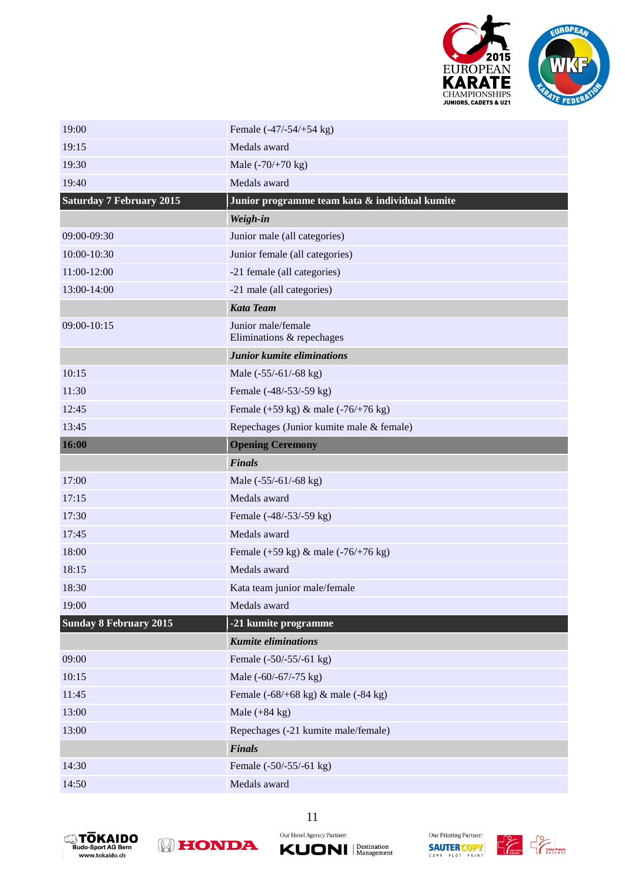| | |
|---|---|
| 19:00 | Female (-47/-54/+54 kg) |
| 19:15 | Medals award |
| 19:30 | Male (-70/+70 kg) |
| 19:40 | Medals award |
| **Saturday 7 February 2015** | **Junior programme team kata & individual kumite** |
| | ***Weigh-in*** |
| 09:00-09:30 | Junior male (all categories) |
| 10:00-10:30 | Junior female (all categories) |
| 11:00-12:00 | -21 female (all categories) |
| 13:00-14:00 | -21 male (all categories) |
| | ***Kata Team*** |
| 09:00-10:15 | Junior male/female<br>Eliminations & repechages |
| | ***Junior kumite eliminations*** |
| 10:15 | Male (-55/-61/-68 kg) |
| 11:30 | Female (-48/-53/-59 kg) |
| 12:45 | Female (+59 kg) & male (-76/+76 kg) |
| 13:45 | Repechages (Junior kumite male & female) |
| **16:00** | **Opening Ceremony** |
| | ***Finals*** |
| 17:00 | Male (-55/-61/-68 kg) |
| 17:15 | Medals award |
| 17:30 | Female (-48/-53/-59 kg) |
| 17:45 | Medals award |
| 18:00 | Female (+59 kg) & male (-76/+76 kg) |
| 18:15 | Medals award |
| 18:30 | Kata team junior male/female |
| 19:00 | Medals award |
| **Sunday 8 February 2015** | **-21 kumite programme** |
| | ***Kumite eliminations*** |
| 09:00 | Female (-50/-55/-61 kg) |
| 10:15 | Male (-60/-67/-75 kg) |
| 11:45 | Female (-68/+68 kg) & male (-84 kg) |
| 13:00 | Male (+84 kg) |
| 13:00 | Repechages (-21 kumite male/female) |
| | ***Finals*** |
| 14:30 | Female (-50/-55/-61 kg) |
| 14:50 | Medals award |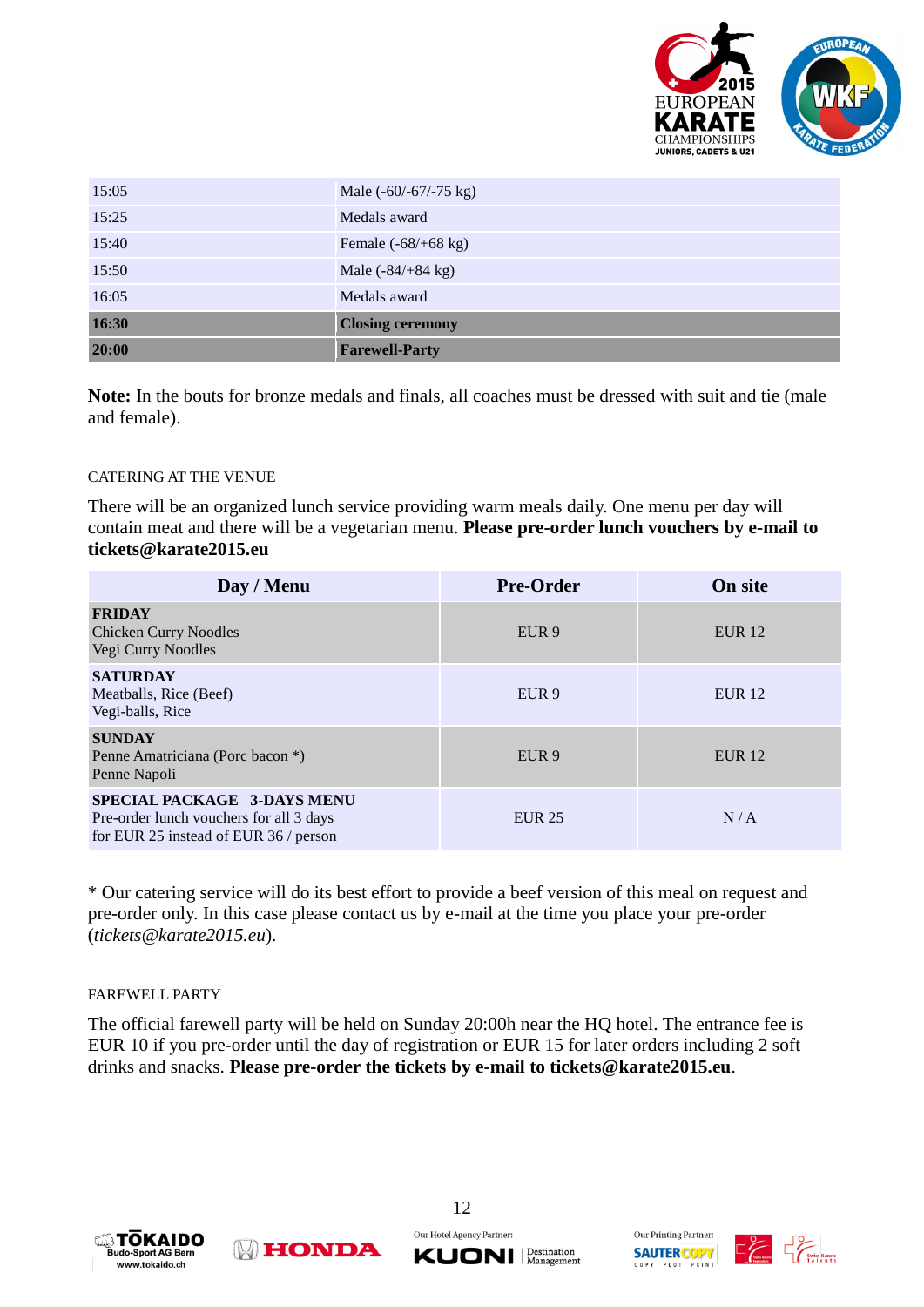| | |
|---|---|
| 15:05 | Male (-60/-67/-75 kg) |
| 15:25 | Medals award |
| 15:40 | Female (-68/+68 kg) |
| 15:50 | Male (-84/+84 kg) |
| 16:05 | Medals award |
| **16:30** | **Closing ceremony** |
| **20:00** | **Farewell-Party** |

**Note:** In the bouts for bronze medals and finals, all coaches must be dressed with suit and tie (male and female).

### CATERING AT THE VENUE

There will be an organized lunch service providing warm meals daily. One menu per day will contain meat and there will be a vegetarian menu. **Please pre-order lunch vouchers by e-mail to tickets@karate2015.eu**

| Day / Menu | Pre-Order | On site |
|---|---|---|
| **FRIDAY**<br>Chicken Curry Noodles<br>Vegi Curry Noodles | EUR 9 | EUR 12 |
| **SATURDAY**<br>Meatballs, Rice (Beef)<br>Vegi-balls, Rice | EUR 9 | EUR 12 |
| **SUNDAY**<br>Penne Amatriciana (Porc bacon *)<br>Penne Napoli | EUR 9 | EUR 12 |
| **SPECIAL PACKAGE 3-DAYS MENU**<br>Pre-order lunch vouchers for all 3 days<br>for EUR 25 instead of EUR 36 / person | EUR 25 | N / A |

* Our catering service will do its best effort to provide a beef version of this meal on request and pre-order only. In this case please contact us by e-mail at the time you place your pre-order (*tickets@karate2015.eu*).

### FAREWELL PARTY

The official farewell party will be held on Sunday 20:00h near the HQ hotel. The entrance fee is EUR 10 if you pre-order until the day of registration or EUR 15 for later orders including 2 soft drinks and snacks. **Please pre-order the tickets by e-mail to tickets@karate2015.eu**.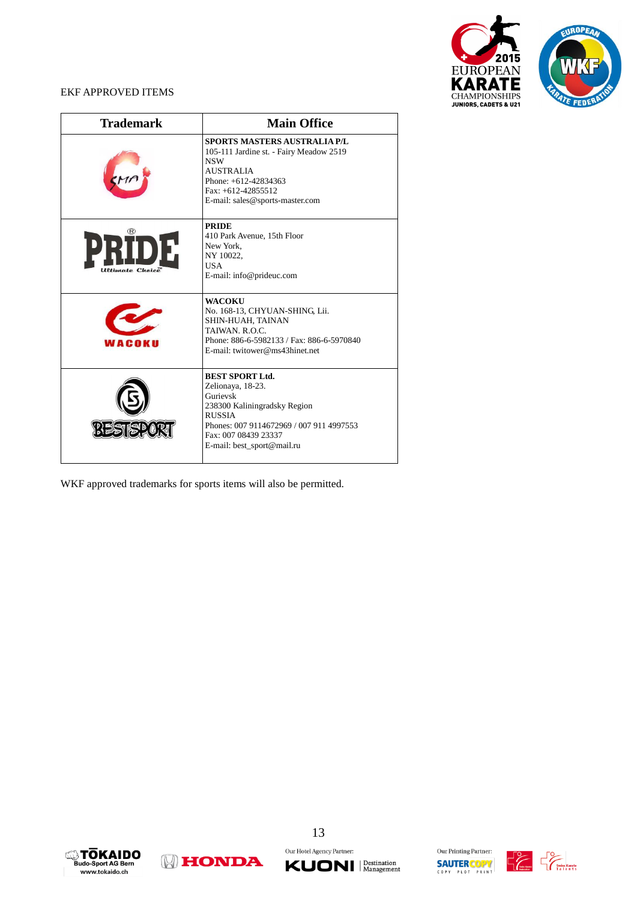EKF APPROVED ITEMS

| Trademark | Main Office |
| --- | --- |
| SMA | **SPORTS MASTERS AUSTRALIA P/L**<br>105-111 Jardine st. - Fairy Meadow 2519<br>NSW<br>AUSTRALIA<br>Phone: +612-42834363<br>Fax: +612-42855512<br>E-mail: sales@sports-master.com |
| PRIDE® Ultimate Choice™ | **PRIDE**<br>410 Park Avenue, 15th Floor<br>New York,<br>NY 10022,<br>USA<br>E-mail: info@prideuc.com |
| WACOKU | **WACOKU**<br>No. 168-13, CHYUAN-SHING, Lii.<br>SHIN-HUAH, TAINAN<br>TAIWAN. R.O.C.<br>Phone: 886-6-5982133 / Fax: 886-6-5970840<br>E-mail: twitower@ms43hinet.net |
| BESTSPORT | **BEST SPORT Ltd.**<br>Zelionaya, 18-23.<br>Gurievsk<br>238300 Kaliningradsky Region<br>RUSSIA<br>Phones: 007 9114672969 / 007 911 4997553<br>Fax: 007 08439 23337<br>E-mail: best_sport@mail.ru |

WKF approved trademarks for sports items will also be permitted.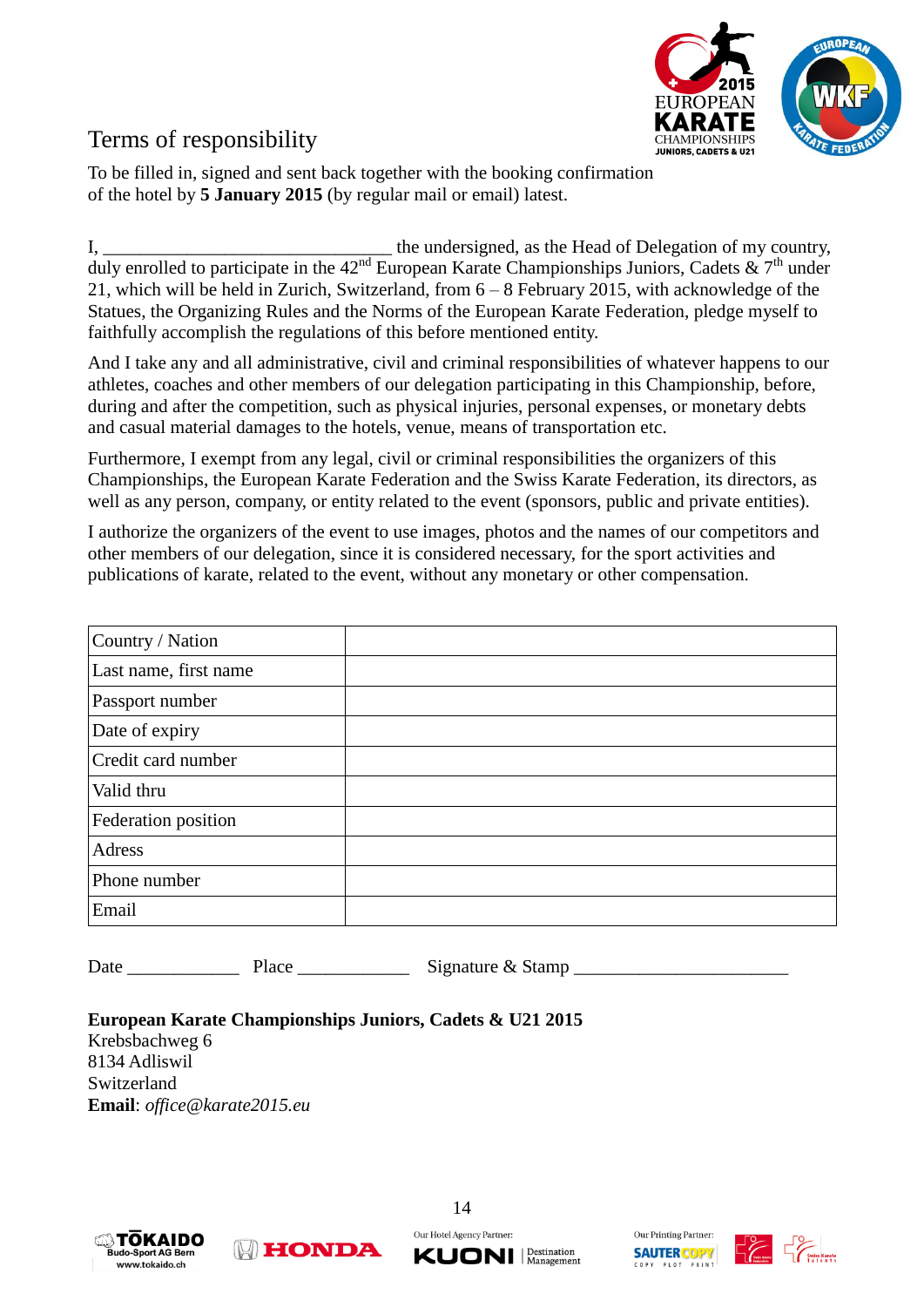# Terms of responsibility

To be filled in, signed and sent back together with the booking confirmation of the hotel by **5 January 2015** (by regular mail or email) latest.

I, ______________________________ the undersigned, as the Head of Delegation of my country, duly enrolled to participate in the 42nd European Karate Championships Juniors, Cadets & 7th under 21, which will be held in Zurich, Switzerland, from 6 – 8 February 2015, with acknowledge of the Statues, the Organizing Rules and the Norms of the European Karate Federation, pledge myself to faithfully accomplish the regulations of this before mentioned entity.

And I take any and all administrative, civil and criminal responsibilities of whatever happens to our athletes, coaches and other members of our delegation participating in this Championship, before, during and after the competition, such as physical injuries, personal expenses, or monetary debts and casual material damages to the hotels, venue, means of transportation etc.

Furthermore, I exempt from any legal, civil or criminal responsibilities the organizers of this Championships, the European Karate Federation and the Swiss Karate Federation, its directors, as well as any person, company, or entity related to the event (sponsors, public and private entities).

I authorize the organizers of the event to use images, photos and the names of our competitors and other members of our delegation, since it is considered necessary, for the sport activities and publications of karate, related to the event, without any monetary or other compensation.

| Country / Nation | |
|---|---|
| Last name, first name | |
| Passport number | |
| Date of expiry | |
| Credit card number | |
| Valid thru | |
| Federation position | |
| Adress | |
| Phone number | |
| Email | |

Date ____________ Place ____________ Signature & Stamp _______________________

**European Karate Championships Juniors, Cadets & U21 2015**
Krebsbachweg 6
8134 Adliswil
Switzerland
**Email**: *office@karate2015.eu*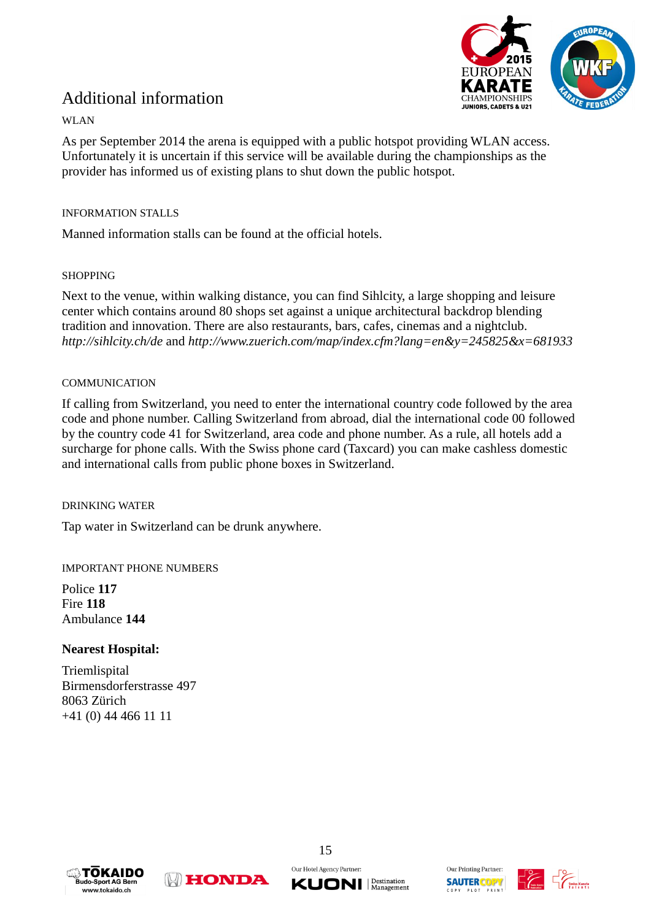# Additional information

## WLAN

As per September 2014 the arena is equipped with a public hotspot providing WLAN access. Unfortunately it is uncertain if this service will be available during the championships as the provider has informed us of existing plans to shut down the public hotspot.

## INFORMATION STALLS

Manned information stalls can be found at the official hotels.

## SHOPPING

Next to the venue, within walking distance, you can find Sihlcity, a large shopping and leisure center which contains around 80 shops set against a unique architectural backdrop blending tradition and innovation. There are also restaurants, bars, cafes, cinemas and a nightclub.
*http://sihlcity.ch/de* and *http://www.zuerich.com/map/index.cfm?lang=en&y=245825&x=681933*

## COMMUNICATION

If calling from Switzerland, you need to enter the international country code followed by the area code and phone number. Calling Switzerland from abroad, dial the international code 00 followed by the country code 41 for Switzerland, area code and phone number. As a rule, all hotels add a surcharge for phone calls. With the Swiss phone card (Taxcard) you can make cashless domestic and international calls from public phone boxes in Switzerland.

## DRINKING WATER

Tap water in Switzerland can be drunk anywhere.

## IMPORTANT PHONE NUMBERS

Police **117**
Fire **118**
Ambulance **144**

**Nearest Hospital:**

Triemlispital
Birmensdorferstrasse 497
8063 Zürich
+41 (0) 44 466 11 11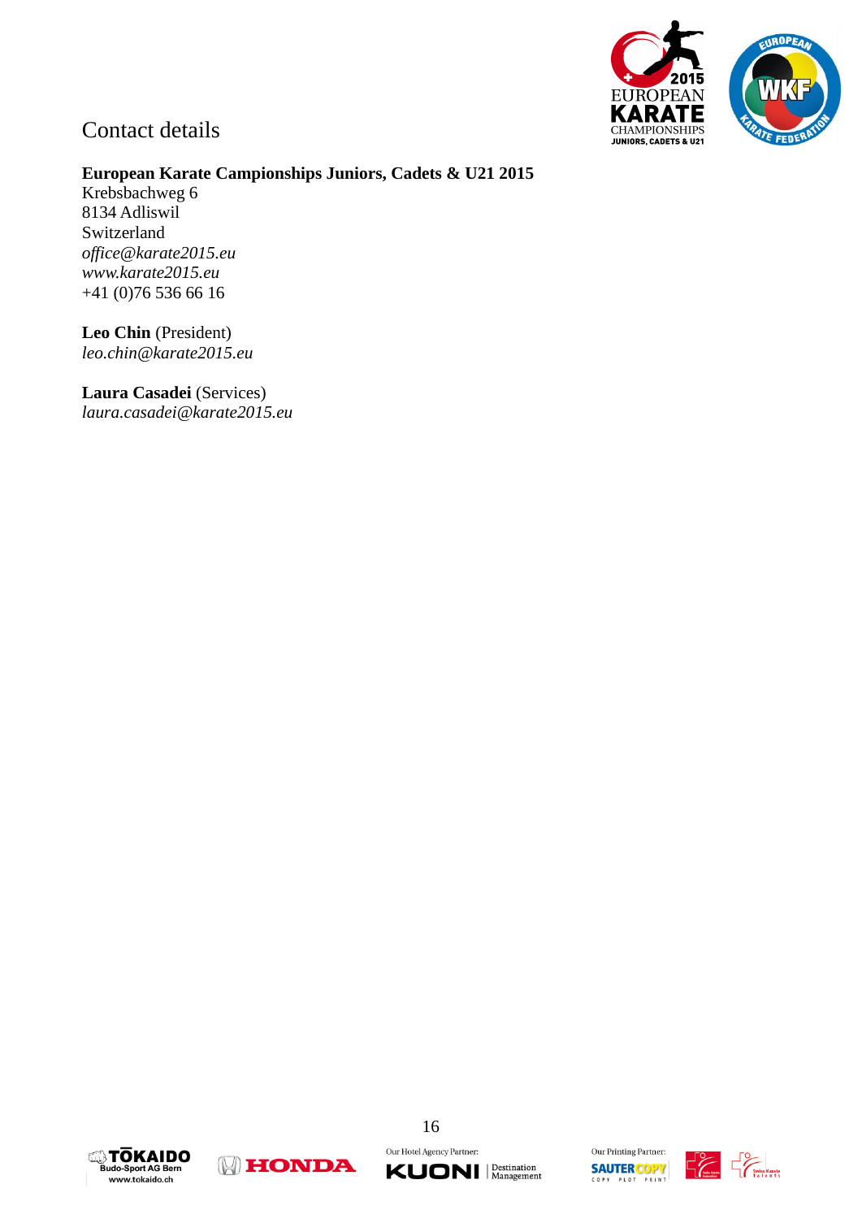# Contact details

**European Karate Campionships Juniors, Cadets & U21 2015**
Krebsbachweg 6
8134 Adliswil
Switzerland
*office@karate2015.eu*
*www.karate2015.eu*
+41 (0)76 536 66 16

**Leo Chin** (President)
*leo.chin@karate2015.eu*

**Laura Casadei** (Services)
*laura.casadei@karate2015.eu*